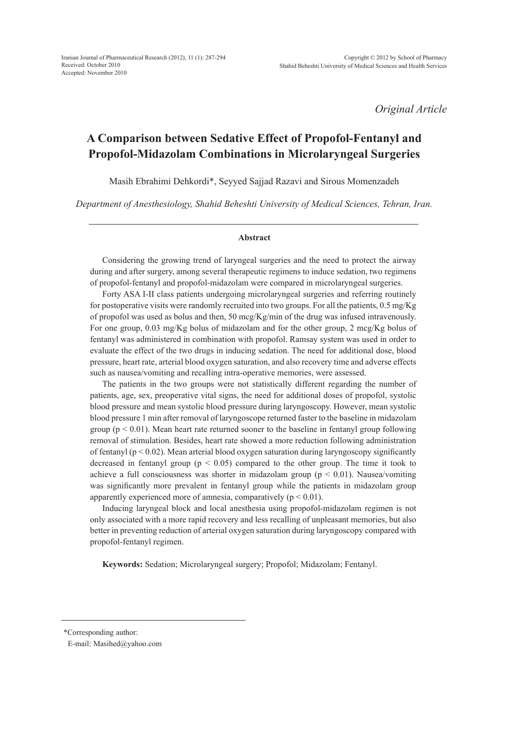Received: October 2010
Accepted: November 2010

*Original Article*

# A Comparison between Sedative Effect of Propofol-Fentanyl and Propofol-Midazolam Combinations in Microlaryngeal Surgeries

Masih Ebrahimi Dehkordi*, Seyyed Sajjad Razavi and Sirous Momenzadeh

*Department of Anesthesiology, Shahid Beheshti University of Medical Sciences, Tehran, Iran.*

## Abstract

Considering the growing trend of laryngeal surgeries and the need to protect the airway during and after surgery, among several therapeutic regimens to induce sedation, two regimens of propofol-fentanyl and propofol-midazolam were compared in microlaryngeal surgeries.

Forty ASA I-II class patients undergoing microlaryngeal surgeries and referring routinely for postoperative visits were randomly recruited into two groups. For all the patients, 0.5 mg/Kg of propofol was used as bolus and then, 50 mcg/Kg/min of the drug was infused intravenously. For one group, 0.03 mg/Kg bolus of midazolam and for the other group, 2 mcg/Kg bolus of fentanyl was administered in combination with propofol. Ramsay system was used in order to evaluate the effect of the two drugs in inducing sedation. The need for additional dose, blood pressure, heart rate, arterial blood oxygen saturation, and also recovery time and adverse effects such as nausea/vomiting and recalling intra-operative memories, were assessed.

The patients in the two groups were not statistically different regarding the number of patients, age, sex, preoperative vital signs, the need for additional doses of propofol, systolic blood pressure and mean systolic blood pressure during laryngoscopy. However, mean systolic blood pressure 1 min after removal of laryngoscope returned faster to the baseline in midazolam group ($p < 0.01$). Mean heart rate returned sooner to the baseline in fentanyl group following removal of stimulation. Besides, heart rate showed a more reduction following administration of fentanyl ($p < 0.02$). Mean arterial blood oxygen saturation during laryngoscopy significantly decreased in fentanyl group ($p < 0.05$) compared to the other group. The time it took to achieve a full consciousness was shorter in midazolam group ($p < 0.01$). Nausea/vomiting was significantly more prevalent in fentanyl group while the patients in midazolam group apparently experienced more of amnesia, comparatively ($p < 0.01$).

Inducing laryngeal block and local anesthesia using propofol-midazolam regimen is not only associated with a more rapid recovery and less recalling of unpleasant memories, but also better in preventing reduction of arterial oxygen saturation during laryngoscopy compared with propofol-fentanyl regimen.

**Keywords:** Sedation; Microlaryngeal surgery; Propofol; Midazolam; Fentanyl.

---

*Corresponding author:
E-mail: Masihed@yahoo.com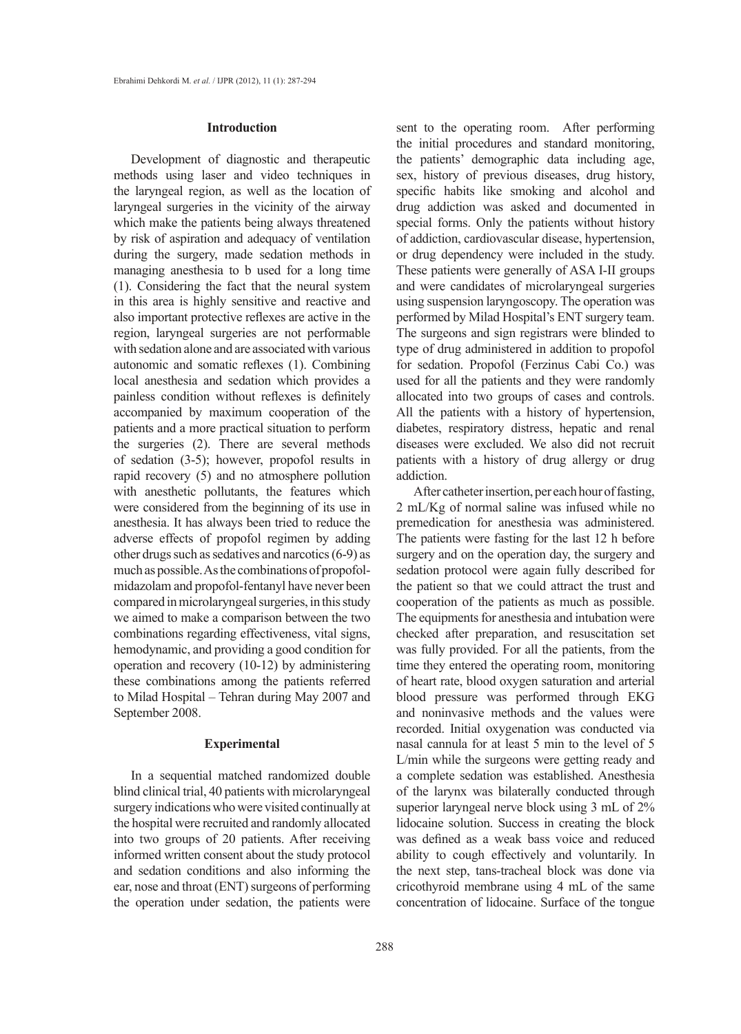## Introduction

Development of diagnostic and therapeutic methods using laser and video techniques in the laryngeal region, as well as the location of laryngeal surgeries in the vicinity of the airway which make the patients being always threatened by risk of aspiration and adequacy of ventilation during the surgery, made sedation methods in managing anesthesia to b used for a long time (1). Considering the fact that the neural system in this area is highly sensitive and reactive and also important protective reflexes are active in the region, laryngeal surgeries are not performable with sedation alone and are associated with various autonomic and somatic reflexes (1). Combining local anesthesia and sedation which provides a painless condition without reflexes is definitely accompanied by maximum cooperation of the patients and a more practical situation to perform the surgeries (2). There are several methods of sedation (3-5); however, propofol results in rapid recovery (5) and no atmosphere pollution with anesthetic pollutants, the features which were considered from the beginning of its use in anesthesia. It has always been tried to reduce the adverse effects of propofol regimen by adding other drugs such as sedatives and narcotics (6-9) as much as possible. As the combinations of propofol-midazolam and propofol-fentanyl have never been compared in microlaryngeal surgeries, in this study we aimed to make a comparison between the two combinations regarding effectiveness, vital signs, hemodynamic, and providing a good condition for operation and recovery (10-12) by administering these combinations among the patients referred to Milad Hospital – Tehran during May 2007 and September 2008.

## Experimental

In a sequential matched randomized double blind clinical trial, 40 patients with microlaryngeal surgery indications who were visited continually at the hospital were recruited and randomly allocated into two groups of 20 patients. After receiving informed written consent about the study protocol and sedation conditions and also informing the ear, nose and throat (ENT) surgeons of performing the operation under sedation, the patients were sent to the operating room. After performing the initial procedures and standard monitoring, the patients' demographic data including age, sex, history of previous diseases, drug history, specific habits like smoking and alcohol and drug addiction was asked and documented in special forms. Only the patients without history of addiction, cardiovascular disease, hypertension, or drug dependency were included in the study. These patients were generally of ASA I-II groups and were candidates of microlaryngeal surgeries using suspension laryngoscopy. The operation was performed by Milad Hospital's ENT surgery team. The surgeons and sign registrars were blinded to type of drug administered in addition to propofol for sedation. Propofol (Ferzinus Cabi Co.) was used for all the patients and they were randomly allocated into two groups of cases and controls. All the patients with a history of hypertension, diabetes, respiratory distress, hepatic and renal diseases were excluded. We also did not recruit patients with a history of drug allergy or drug addiction.

After catheter insertion, per each hour of fasting, 2 mL/Kg of normal saline was infused while no premedication for anesthesia was administered. The patients were fasting for the last 12 h before surgery and on the operation day, the surgery and sedation protocol were again fully described for the patient so that we could attract the trust and cooperation of the patients as much as possible. The equipments for anesthesia and intubation were checked after preparation, and resuscitation set was fully provided. For all the patients, from the time they entered the operating room, monitoring of heart rate, blood oxygen saturation and arterial blood pressure was performed through EKG and noninvasive methods and the values were recorded. Initial oxygenation was conducted via nasal cannula for at least 5 min to the level of 5 L/min while the surgeons were getting ready and a complete sedation was established. Anesthesia of the larynx was bilaterally conducted through superior laryngeal nerve block using 3 mL of 2% lidocaine solution. Success in creating the block was defined as a weak bass voice and reduced ability to cough effectively and voluntarily. In the next step, tans-tracheal block was done via cricothyroid membrane using 4 mL of the same concentration of lidocaine. Surface of the tongue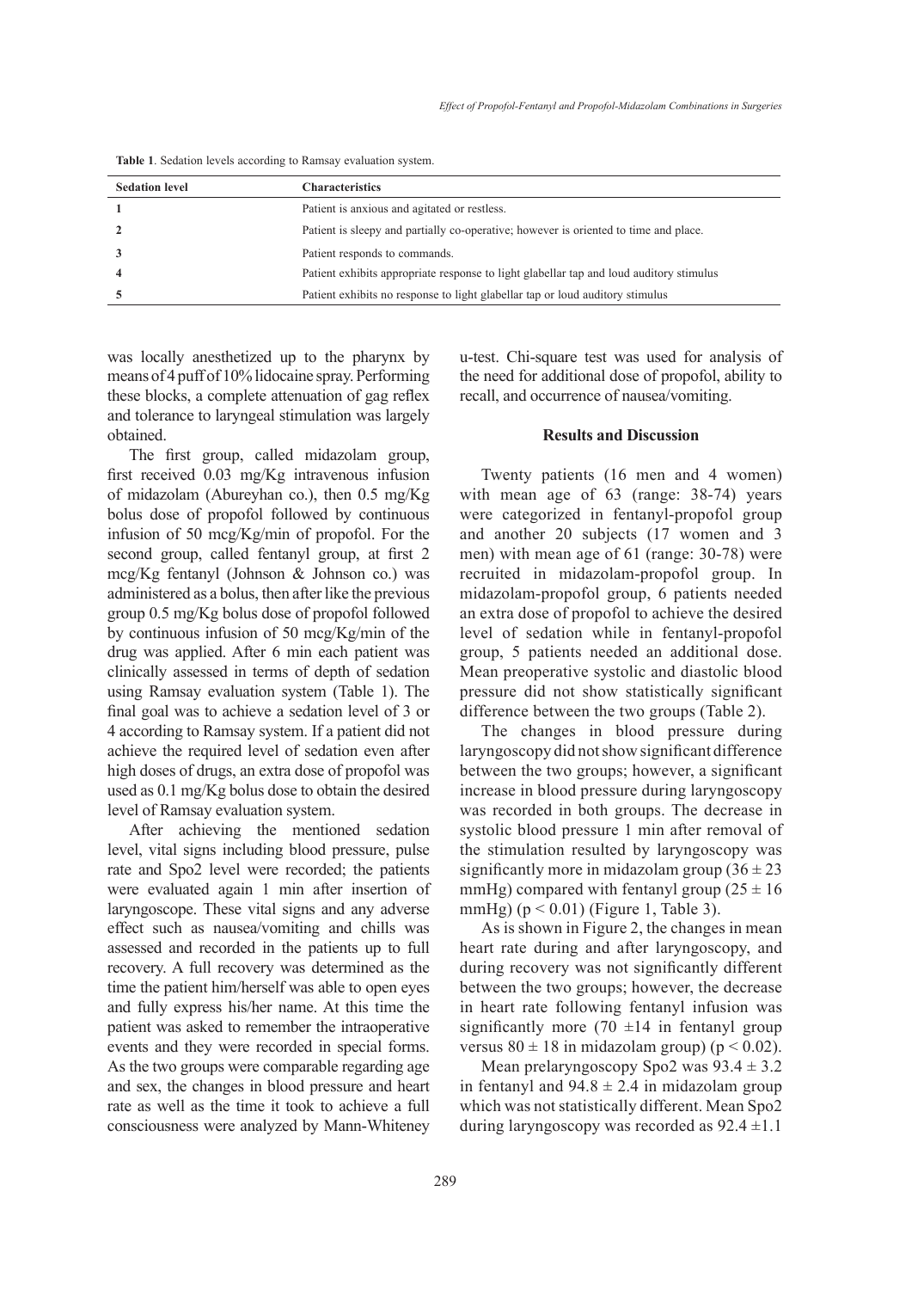**Table 1**. Sedation levels according to Ramsay evaluation system.

| Sedation level | Characteristics |
|---|---|
| 1 | Patient is anxious and agitated or restless. |
| 2 | Patient is sleepy and partially co-operative; however is oriented to time and place. |
| 3 | Patient responds to commands. |
| 4 | Patient exhibits appropriate response to light glabellar tap and loud auditory stimulus |
| 5 | Patient exhibits no response to light glabellar tap or loud auditory stimulus |

was locally anesthetized up to the pharynx by means of 4 puff of 10% lidocaine spray. Performing these blocks, a complete attenuation of gag reflex and tolerance to laryngeal stimulation was largely obtained.

The first group, called midazolam group, first received 0.03 mg/Kg intravenous infusion of midazolam (Abureyhan co.), then 0.5 mg/Kg bolus dose of propofol followed by continuous infusion of 50 mcg/Kg/min of propofol. For the second group, called fentanyl group, at first 2 mcg/Kg fentanyl (Johnson & Johnson co.) was administered as a bolus, then after like the previous group 0.5 mg/Kg bolus dose of propofol followed by continuous infusion of 50 mcg/Kg/min of the drug was applied. After 6 min each patient was clinically assessed in terms of depth of sedation using Ramsay evaluation system (Table 1). The final goal was to achieve a sedation level of 3 or 4 according to Ramsay system. If a patient did not achieve the required level of sedation even after high doses of drugs, an extra dose of propofol was used as 0.1 mg/Kg bolus dose to obtain the desired level of Ramsay evaluation system.

After achieving the mentioned sedation level, vital signs including blood pressure, pulse rate and Spo2 level were recorded; the patients were evaluated again 1 min after insertion of laryngoscope. These vital signs and any adverse effect such as nausea/vomiting and chills was assessed and recorded in the patients up to full recovery. A full recovery was determined as the time the patient him/herself was able to open eyes and fully express his/her name. At this time the patient was asked to remember the intraoperative events and they were recorded in special forms. As the two groups were comparable regarding age and sex, the changes in blood pressure and heart rate as well as the time it took to achieve a full consciousness were analyzed by Mann-Whiteney u-test. Chi-square test was used for analysis of the need for additional dose of propofol, ability to recall, and occurrence of nausea/vomiting.

## Results and Discussion

Twenty patients (16 men and 4 women) with mean age of 63 (range: 38-74) years were categorized in fentanyl-propofol group and another 20 subjects (17 women and 3 men) with mean age of 61 (range: 30-78) were recruited in midazolam-propofol group. In midazolam-propofol group, 6 patients needed an extra dose of propofol to achieve the desired level of sedation while in fentanyl-propofol group, 5 patients needed an additional dose. Mean preoperative systolic and diastolic blood pressure did not show statistically significant difference between the two groups (Table 2).

The changes in blood pressure during laryngoscopy did not show significant difference between the two groups; however, a significant increase in blood pressure during laryngoscopy was recorded in both groups. The decrease in systolic blood pressure 1 min after removal of the stimulation resulted by laryngoscopy was significantly more in midazolam group ($36 \pm 23$ mmHg) compared with fentanyl group ($25 \pm 16$ mmHg) ($p < 0.01$) (Figure 1, Table 3).

As is shown in Figure 2, the changes in mean heart rate during and after laryngoscopy, and during recovery was not significantly different between the two groups; however, the decrease in heart rate following fentanyl infusion was significantly more ($70 \pm 14$ in fentanyl group versus $80 \pm 18$ in midazolam group) ($p < 0.02$).

Mean prelaryngoscopy Spo2 was $93.4 \pm 3.2$ in fentanyl and $94.8 \pm 2.4$ in midazolam group which was not statistically different. Mean Spo2 during laryngoscopy was recorded as $92.4 \pm 1.1$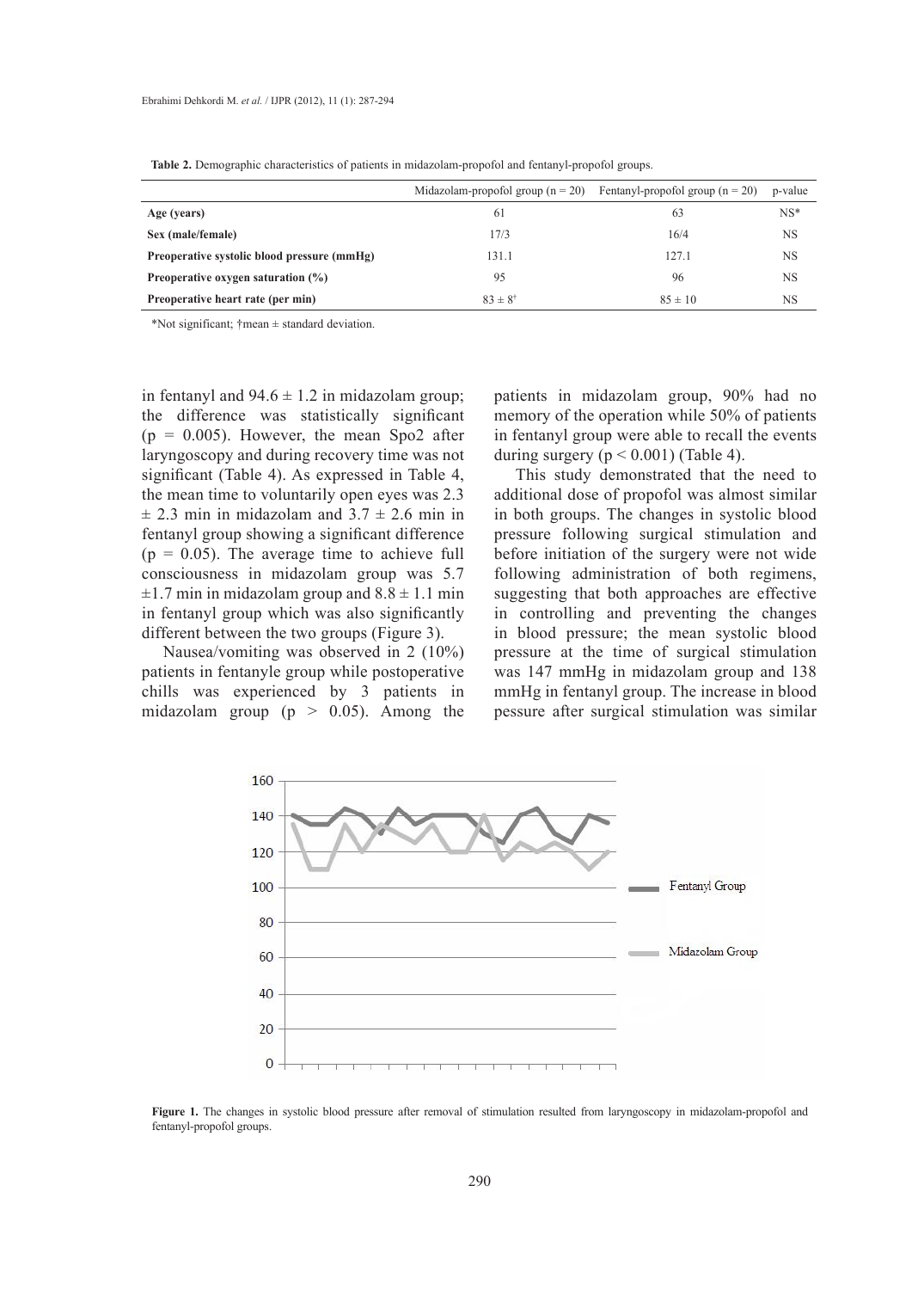**Table 2.** Demographic characteristics of patients in midazolam-propofol and fentanyl-propofol groups.

| | Midazolam-propofol group (n = 20) | Fentanyl-propofol group (n = 20) | p-value |
|---|---|---|---|
| **Age (years)** | 61 | 63 | NS* |
| **Sex (male/female)** | 17/3 | 16/4 | NS |
| **Preoperative systolic blood pressure (mmHg)** | 131.1 | 127.1 | NS |
| **Preoperative oxygen saturation (%)** | 95 | 96 | NS |
| **Preoperative heart rate (per min)** | 83 ± 8[†] | 85 ± 10 | NS |

*Not significant; †mean ± standard deviation.

in fentanyl and 94.6 ± 1.2 in midazolam group; the difference was statistically significant ($p = 0.005$). However, the mean Spo2 after laryngoscopy and during recovery time was not significant (Table 4). As expressed in Table 4, the mean time to voluntarily open eyes was 2.3 ± 2.3 min in midazolam and 3.7 ± 2.6 min in fentanyl group showing a significant difference ($p = 0.05$). The average time to achieve full consciousness in midazolam group was 5.7 ±1.7 min in midazolam group and 8.8 ± 1.1 min in fentanyl group which was also significantly different between the two groups (Figure 3).

Nausea/vomiting was observed in 2 (10%) patients in fentanyle group while postoperative chills was experienced by 3 patients in midazolam group ($p > 0.05$). Among the patients in midazolam group, 90% had no memory of the operation while 50% of patients in fentanyl group were able to recall the events during surgery ($p < 0.001$) (Table 4).

This study demonstrated that the need to additional dose of propofol was almost similar in both groups. The changes in systolic blood pressure following surgical stimulation and before initiation of the surgery were not wide following administration of both regimens, suggesting that both approaches are effective in controlling and preventing the changes in blood pressure; the mean systolic blood pressure at the time of surgical stimulation was 147 mmHg in midazolam group and 138 mmHg in fentanyl group. The increase in blood pessure after surgical stimulation was similar

**Figure 1.** The changes in systolic blood pressure after removal of stimulation resulted from laryngoscopy in midazolam-propofol and fentanyl-propofol groups.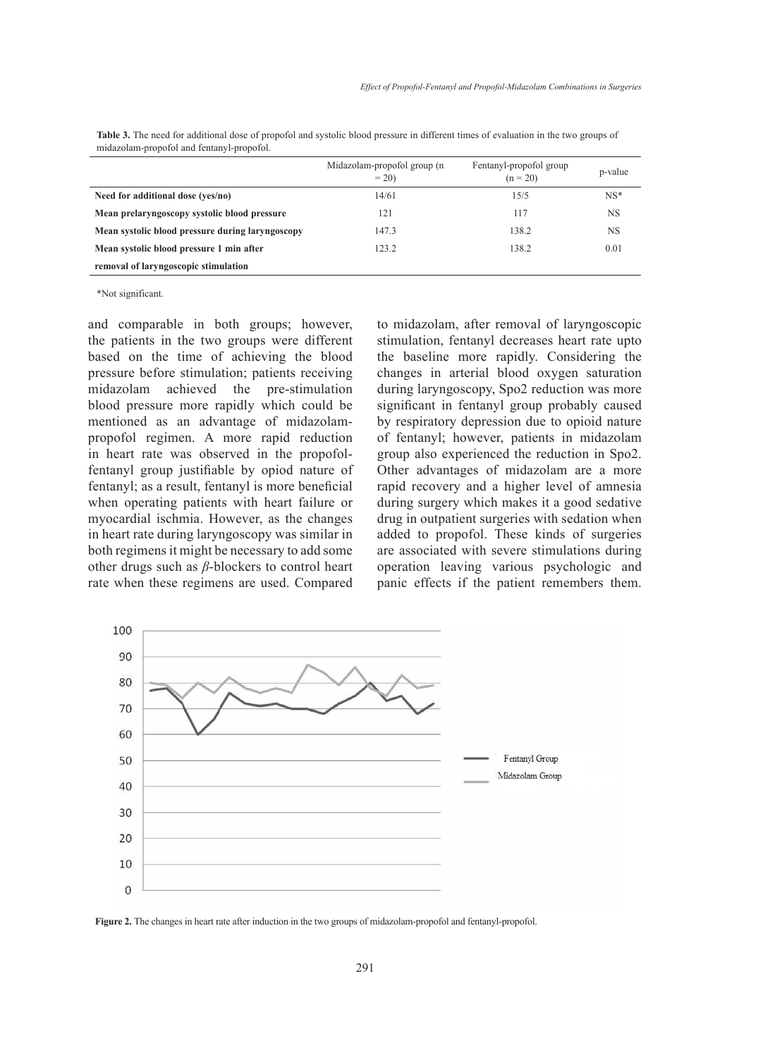**Table 3.** The need for additional dose of propofol and systolic blood pressure in different times of evaluation in the two groups of midazolam-propofol and fentanyl-propofol.

| | Midazolam-propofol group (n = 20) | Fentanyl-propofol group (n = 20) | p-value |
|---|---|---|---|
| **Need for additional dose (yes/no)** | 14/61 | 15/5 | NS* |
| **Mean prelaryngoscopy systolic blood pressure** | 121 | 117 | NS |
| **Mean systolic blood pressure during laryngoscopy** | 147.3 | 138.2 | NS |
| **Mean systolic blood pressure 1 min after removal of laryngoscopic stimulation** | 123.2 | 138.2 | 0.01 |

*Not significant.

and comparable in both groups; however, the patients in the two groups were different based on the time of achieving the blood pressure before stimulation; patients receiving midazolam achieved the pre-stimulation blood pressure more rapidly which could be mentioned as an advantage of midazolam-propofol regimen. A more rapid reduction in heart rate was observed in the propofol-fentanyl group justifiable by opiod nature of fentanyl; as a result, fentanyl is more beneficial when operating patients with heart failure or myocardial ischmia. However, as the changes in heart rate during laryngoscopy was similar in both regimens it might be necessary to add some other drugs such as *β*-blockers to control heart rate when these regimens are used. Compared to midazolam, after removal of laryngoscopic stimulation, fentanyl decreases heart rate upto the baseline more rapidly. Considering the changes in arterial blood oxygen saturation during laryngoscopy, Spo2 reduction was more significant in fentanyl group probably caused by respiratory depression due to opioid nature of fentanyl; however, patients in midazolam group also experienced the reduction in Spo2. Other advantages of midazolam are a more rapid recovery and a higher level of amnesia during surgery which makes it a good sedative drug in outpatient surgeries with sedation when added to propofol. These kinds of surgeries are associated with severe stimulations during operation leaving various psychologic and panic effects if the patient remembers them.

**Figure 2.** The changes in heart rate after induction in the two groups of midazolam-propofol and fentanyl-propofol.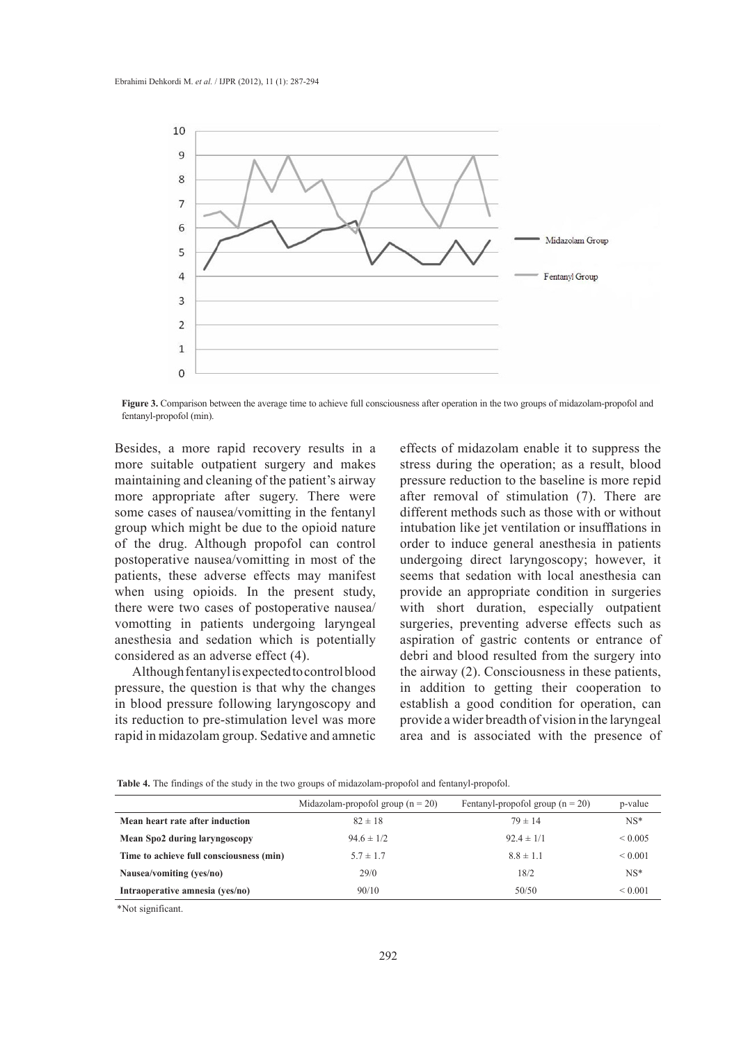**Figure 3.** Comparison between the average time to achieve full consciousness after operation in the two groups of midazolam-propofol and fentanyl-propofol (min).

Besides, a more rapid recovery results in a more suitable outpatient surgery and makes maintaining and cleaning of the patient's airway more appropriate after sugery. There were some cases of nausea/vomitting in the fentanyl group which might be due to the opioid nature of the drug. Although propofol can control postoperative nausea/vomitting in most of the patients, these adverse effects may manifest when using opioids. In the present study, there were two cases of postoperative nausea/vomotting in patients undergoing laryngeal anesthesia and sedation which is potentially considered as an adverse effect (4).

Although fentanyl is expected to control blood pressure, the question is that why the changes in blood pressure following laryngoscopy and its reduction to pre-stimulation level was more rapid in midazolam group. Sedative and amnetic effects of midazolam enable it to suppress the stress during the operation; as a result, blood pressure reduction to the baseline is more repid after removal of stimulation (7). There are different methods such as those with or without intubation like jet ventilation or insufflations in order to induce general anesthesia in patients undergoing direct laryngoscopy; however, it seems that sedation with local anesthesia can provide an appropriate condition in surgeries with short duration, especially outpatient surgeries, preventing adverse effects such as aspiration of gastric contents or entrance of debri and blood resulted from the surgery into the airway (2). Consciousness in these patients, in addition to getting their cooperation to establish a good condition for operation, can provide a wider breadth of vision in the laryngeal area and is associated with the presence of

**Table 4.** The findings of the study in the two groups of midazolam-propofol and fentanyl-propofol.

| | Midazolam-propofol group (n = 20) | Fentanyl-propofol group (n = 20) | p-value |
|---|---|---|---|
| **Mean heart rate after induction** | 82 ± 18 | 79 ± 14 | NS* |
| **Mean Spo2 during laryngoscopy** | 94.6 ± 1/2 | 92.4 ± 1/1 | < 0.005 |
| **Time to achieve full consciousness (min)** | 5.7 ± 1.7 | 8.8 ± 1.1 | < 0.001 |
| **Nausea/vomiting (yes/no)** | 29/0 | 18/2 | NS* |
| **Intraoperative amnesia (yes/no)** | 90/10 | 50/50 | < 0.001 |

*Not significant.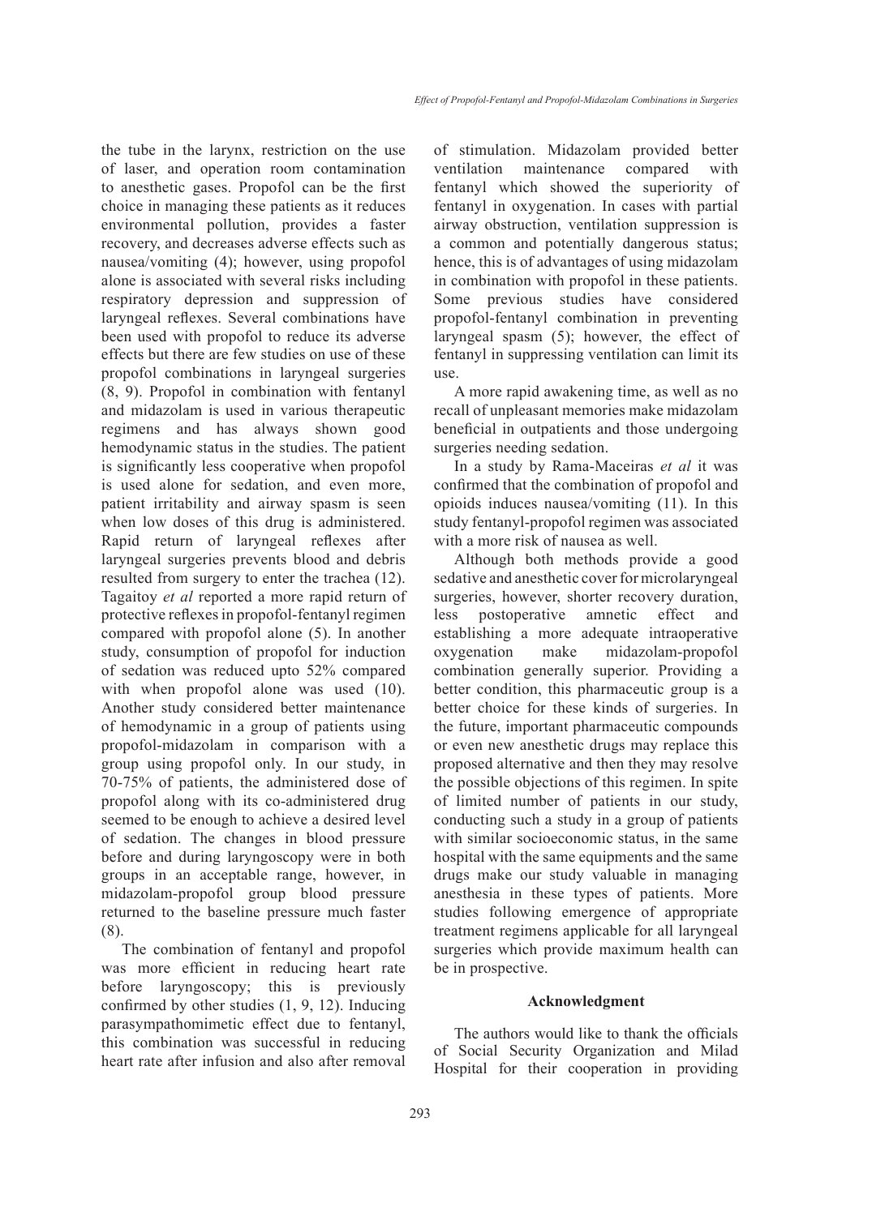the tube in the larynx, restriction on the use of laser, and operation room contamination to anesthetic gases. Propofol can be the first choice in managing these patients as it reduces environmental pollution, provides a faster recovery, and decreases adverse effects such as nausea/vomiting (4); however, using propofol alone is associated with several risks including respiratory depression and suppression of laryngeal reflexes. Several combinations have been used with propofol to reduce its adverse effects but there are few studies on use of these propofol combinations in laryngeal surgeries (8, 9). Propofol in combination with fentanyl and midazolam is used in various therapeutic regimens and has always shown good hemodynamic status in the studies. The patient is significantly less cooperative when propofol is used alone for sedation, and even more, patient irritability and airway spasm is seen when low doses of this drug is administered. Rapid return of laryngeal reflexes after laryngeal surgeries prevents blood and debris resulted from surgery to enter the trachea (12). Tagaitoy *et al* reported a more rapid return of protective reflexes in propofol-fentanyl regimen compared with propofol alone (5). In another study, consumption of propofol for induction of sedation was reduced upto 52% compared with when propofol alone was used (10). Another study considered better maintenance of hemodynamic in a group of patients using propofol-midazolam in comparison with a group using propofol only. In our study, in 70-75% of patients, the administered dose of propofol along with its co-administered drug seemed to be enough to achieve a desired level of sedation. The changes in blood pressure before and during laryngoscopy were in both groups in an acceptable range, however, in midazolam-propofol group blood pressure returned to the baseline pressure much faster (8).

The combination of fentanyl and propofol was more efficient in reducing heart rate before laryngoscopy; this is previously confirmed by other studies (1, 9, 12). Inducing parasympathomimetic effect due to fentanyl, this combination was successful in reducing heart rate after infusion and also after removal of stimulation. Midazolam provided better ventilation maintenance compared with fentanyl which showed the superiority of fentanyl in oxygenation. In cases with partial airway obstruction, ventilation suppression is a common and potentially dangerous status; hence, this is of advantages of using midazolam in combination with propofol in these patients. Some previous studies have considered propofol-fentanyl combination in preventing laryngeal spasm (5); however, the effect of fentanyl in suppressing ventilation can limit its use.

A more rapid awakening time, as well as no recall of unpleasant memories make midazolam beneficial in outpatients and those undergoing surgeries needing sedation.

In a study by Rama-Maceiras *et al* it was confirmed that the combination of propofol and opioids induces nausea/vomiting (11). In this study fentanyl-propofol regimen was associated with a more risk of nausea as well.

Although both methods provide a good sedative and anesthetic cover for microlaryngeal surgeries, however, shorter recovery duration, less postoperative amnetic effect and establishing a more adequate intraoperative oxygenation make midazolam-propofol combination generally superior. Providing a better condition, this pharmaceutic group is a better choice for these kinds of surgeries. In the future, important pharmaceutic compounds or even new anesthetic drugs may replace this proposed alternative and then they may resolve the possible objections of this regimen. In spite of limited number of patients in our study, conducting such a study in a group of patients with similar socioeconomic status, in the same hospital with the same equipments and the same drugs make our study valuable in managing anesthesia in these types of patients. More studies following emergence of appropriate treatment regimens applicable for all laryngeal surgeries which provide maximum health can be in prospective.

## Acknowledgment

The authors would like to thank the officials of Social Security Organization and Milad Hospital for their cooperation in providing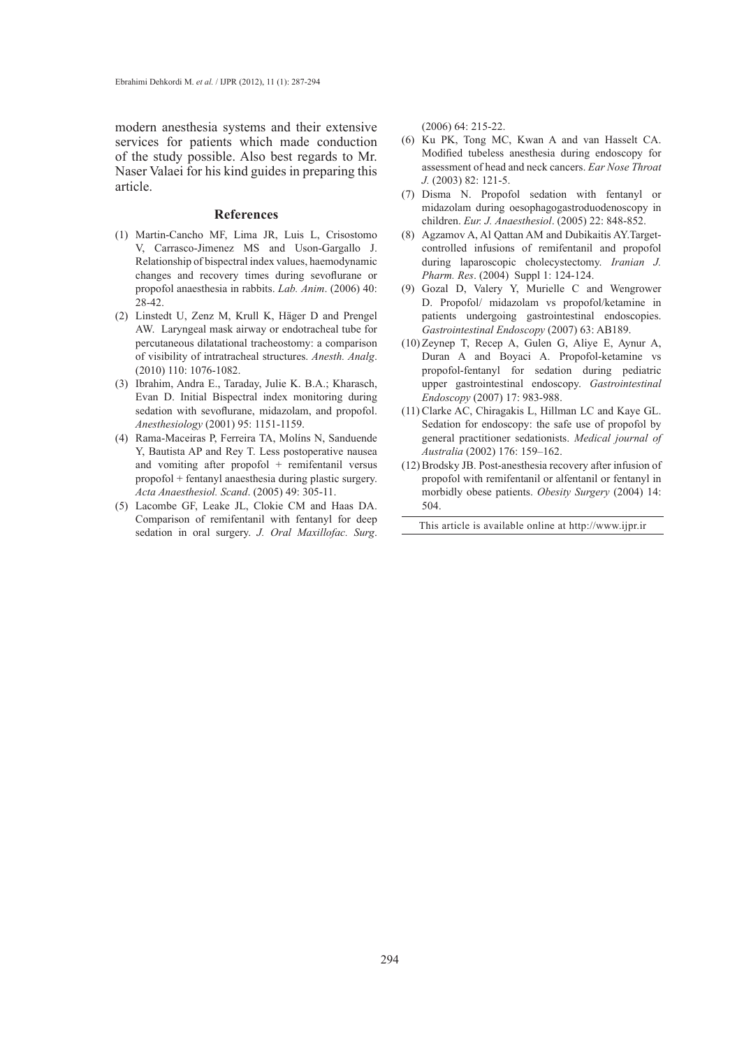modern anesthesia systems and their extensive services for patients which made conduction of the study possible. Also best regards to Mr. Naser Valaei for his kind guides in preparing this article.

## References

(1) Martin-Cancho MF, Lima JR, Luis L, Crisostomo V, Carrasco-Jimenez MS and Uson-Gargallo J. Relationship of bispectral index values, haemodynamic changes and recovery times during sevoflurane or propofol anaesthesia in rabbits. *Lab. Anim*. (2006) 40: 28-42.

(2) Linstedt U, Zenz M, Krull K, Häger D and Prengel AW. Laryngeal mask airway or endotracheal tube for percutaneous dilatational tracheostomy: a comparison of visibility of intratracheal structures. *Anesth. Analg*. (2010) 110: 1076-1082.

(3) Ibrahim, Andra E., Taraday, Julie K. B.A.; Kharasch, Evan D. Initial Bispectral index monitoring during sedation with sevoflurane, midazolam, and propofol. *Anesthesiology* (2001) 95: 1151-1159.

(4) Rama-Maceiras P, Ferreira TA, Molíns N, Sanduende Y, Bautista AP and Rey T. Less postoperative nausea and vomiting after propofol + remifentanil versus propofol + fentanyl anaesthesia during plastic surgery. *Acta Anaesthesiol. Scand*. (2005) 49: 305-11.

(5) Lacombe GF, Leake JL, Clokie CM and Haas DA. Comparison of remifentanil with fentanyl for deep sedation in oral surgery. *J. Oral Maxillofac. Surg*. (2006) 64: 215-22.

(6) Ku PK, Tong MC, Kwan A and van Hasselt CA. Modified tubeless anesthesia during endoscopy for assessment of head and neck cancers. *Ear Nose Throat J.* (2003) 82: 121-5.

(7) Disma N. Propofol sedation with fentanyl or midazolam during oesophagogastroduodenoscopy in children. *Eur. J. Anaesthesiol*. (2005) 22: 848-852.

(8) Agzamov A, Al Qattan AM and Dubikaitis AY.Target-controlled infusions of remifentanil and propofol during laparoscopic cholecystectomy. *Iranian J. Pharm. Res*. (2004) Suppl 1: 124-124.

(9) Gozal D, Valery Y, Murielle C and Wengrower D. Propofol/ midazolam vs propofol/ketamine in patients undergoing gastrointestinal endoscopies. *Gastrointestinal Endoscopy* (2007) 63: AB189.

(10) Zeynep T, Recep A, Gulen G, Aliye E, Aynur A, Duran A and Boyaci A. Propofol-ketamine vs propofol-fentanyl for sedation during pediatric upper gastrointestinal endoscopy. *Gastrointestinal Endoscopy* (2007) 17: 983-988.

(11) Clarke AC, Chiragakis L, Hillman LC and Kaye GL. Sedation for endoscopy: the safe use of propofol by general practitioner sedationists. *Medical journal of Australia* (2002) 176: 159–162.

(12) Brodsky JB. Post-anesthesia recovery after infusion of propofol with remifentanil or alfentanil or fentanyl in morbidly obese patients. *Obesity Surgery* (2004) 14: 504.

This article is available online at http://www.ijpr.ir